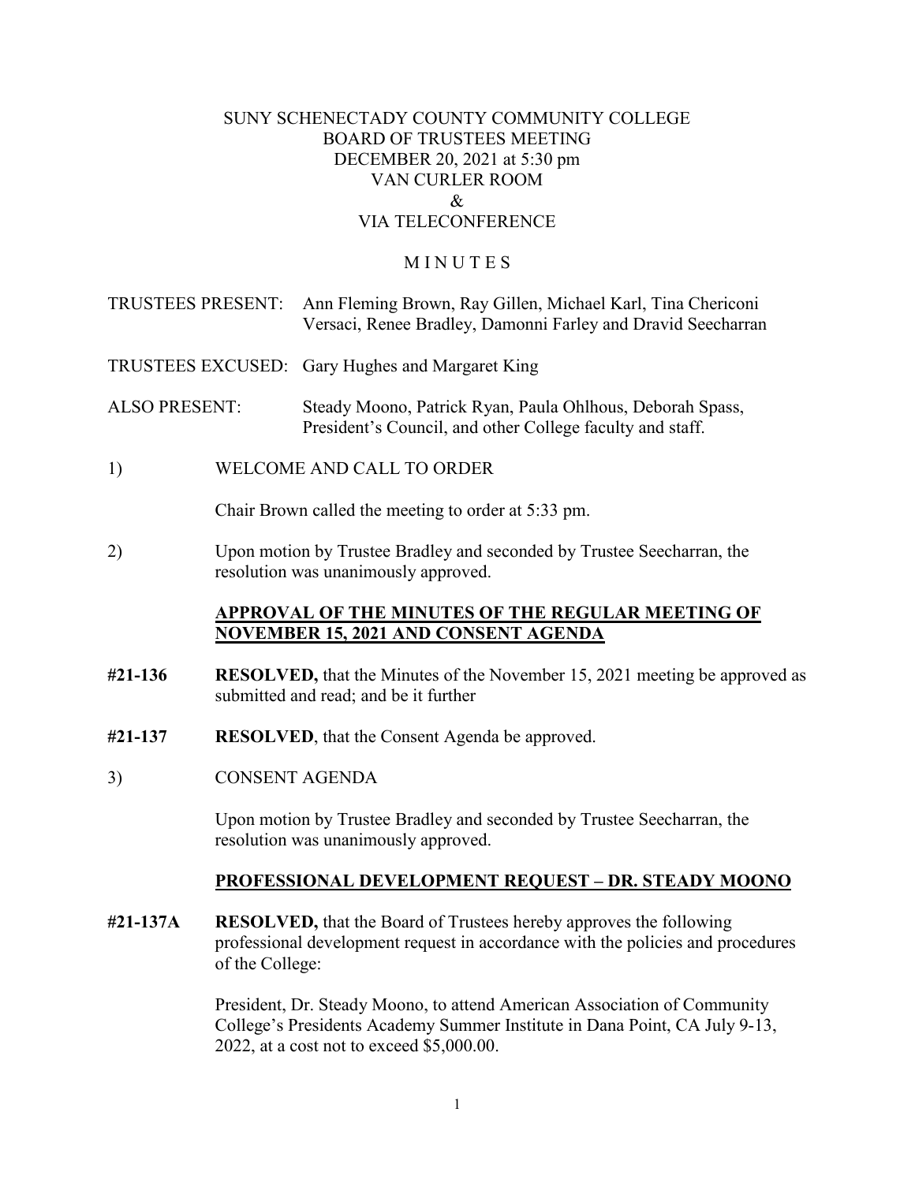SUNY SCHENECTADY COUNTY COMMUNITY COLLEGE
BOARD OF TRUSTEES MEETING
DECEMBER 20, 2021 at 5:30 pm
VAN CURLER ROOM
&
VIA TELECONFERENCE

# M I N U T E S

TRUSTEES PRESENT: Ann Fleming Brown, Ray Gillen, Michael Karl, Tina Chericoni Versaci, Renee Bradley, Damonni Farley and Dravid Seecharran

TRUSTEES EXCUSED: Gary Hughes and Margaret King

ALSO PRESENT: Steady Moono, Patrick Ryan, Paula Ohlhous, Deborah Spass, President's Council, and other College faculty and staff.

1) WELCOME AND CALL TO ORDER

Chair Brown called the meeting to order at 5:33 pm.

2) Upon motion by Trustee Bradley and seconded by Trustee Seecharran, the resolution was unanimously approved.

**APPROVAL OF THE MINUTES OF THE REGULAR MEETING OF NOVEMBER 15, 2021 AND CONSENT AGENDA**

**#21-136** **RESOLVED,** that the Minutes of the November 15, 2021 meeting be approved as submitted and read; and be it further

**#21-137** **RESOLVED**, that the Consent Agenda be approved.

3) CONSENT AGENDA

Upon motion by Trustee Bradley and seconded by Trustee Seecharran, the resolution was unanimously approved.

**PROFESSIONAL DEVELOPMENT REQUEST – DR. STEADY MOONO**

**#21-137A** **RESOLVED,** that the Board of Trustees hereby approves the following professional development request in accordance with the policies and procedures of the College:

President, Dr. Steady Moono, to attend American Association of Community College's Presidents Academy Summer Institute in Dana Point, CA July 9-13, 2022, at a cost not to exceed $5,000.00.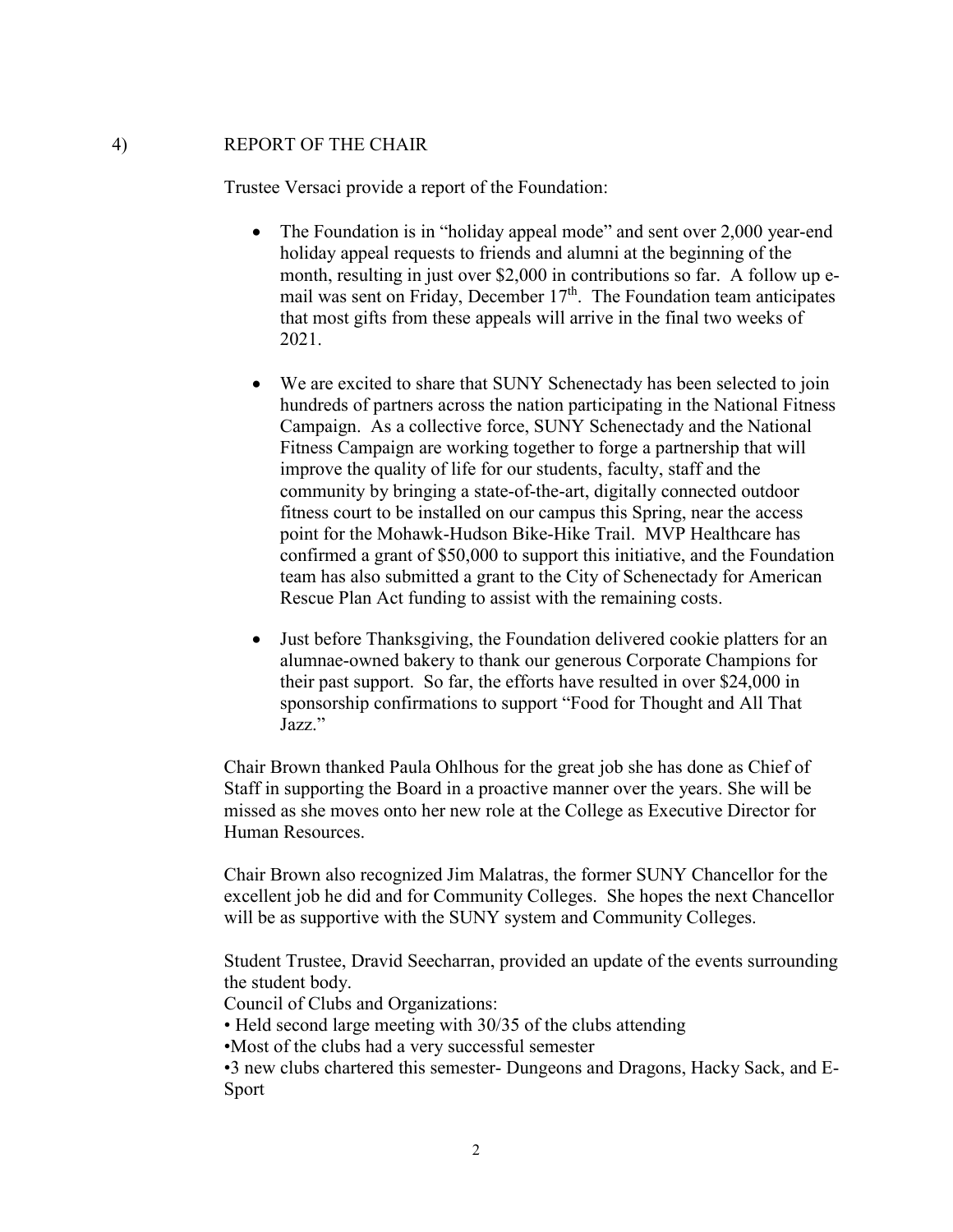4) REPORT OF THE CHAIR

Trustee Versaci provide a report of the Foundation:

- The Foundation is in "holiday appeal mode" and sent over 2,000 year-end holiday appeal requests to friends and alumni at the beginning of the month, resulting in just over $2,000 in contributions so far. A follow up e-mail was sent on Friday, December 17th. The Foundation team anticipates that most gifts from these appeals will arrive in the final two weeks of 2021.
- We are excited to share that SUNY Schenectady has been selected to join hundreds of partners across the nation participating in the National Fitness Campaign. As a collective force, SUNY Schenectady and the National Fitness Campaign are working together to forge a partnership that will improve the quality of life for our students, faculty, staff and the community by bringing a state-of-the-art, digitally connected outdoor fitness court to be installed on our campus this Spring, near the access point for the Mohawk-Hudson Bike-Hike Trail. MVP Healthcare has confirmed a grant of $50,000 to support this initiative, and the Foundation team has also submitted a grant to the City of Schenectady for American Rescue Plan Act funding to assist with the remaining costs.
- Just before Thanksgiving, the Foundation delivered cookie platters for an alumnae-owned bakery to thank our generous Corporate Champions for their past support. So far, the efforts have resulted in over $24,000 in sponsorship confirmations to support "Food for Thought and All That Jazz."

Chair Brown thanked Paula Ohlhous for the great job she has done as Chief of Staff in supporting the Board in a proactive manner over the years. She will be missed as she moves onto her new role at the College as Executive Director for Human Resources.

Chair Brown also recognized Jim Malatras, the former SUNY Chancellor for the excellent job he did and for Community Colleges. She hopes the next Chancellor will be as supportive with the SUNY system and Community Colleges.

Student Trustee, Dravid Seecharran, provided an update of the events surrounding the student body.

Council of Clubs and Organizations:

- Held second large meeting with 30/35 of the clubs attending
- Most of the clubs had a very successful semester
- 3 new clubs chartered this semester- Dungeons and Dragons, Hacky Sack, and E-Sport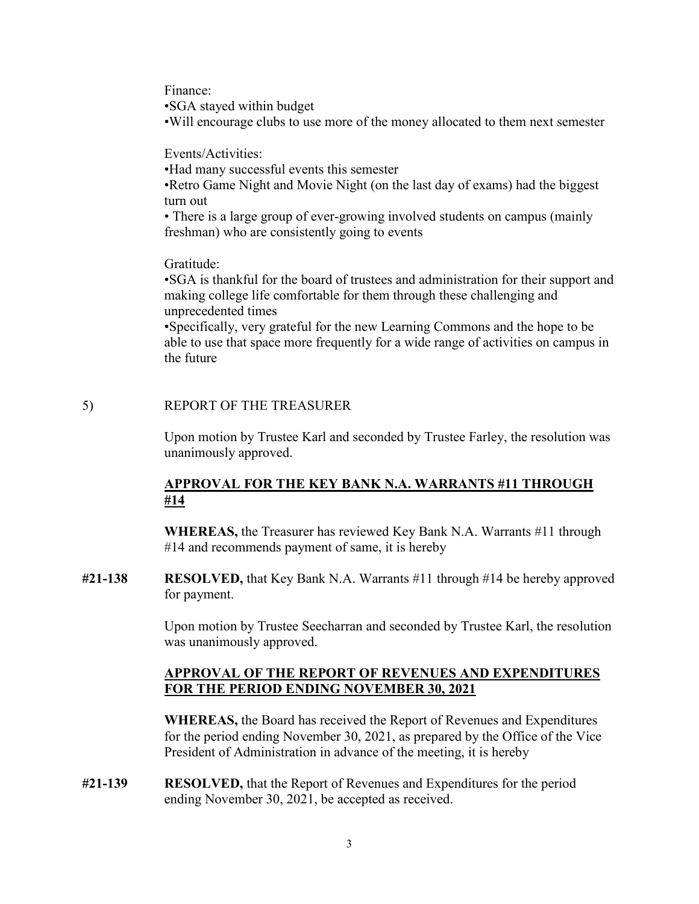Finance:

- SGA stayed within budget
- Will encourage clubs to use more of the money allocated to them next semester

Events/Activities:

- Had many successful events this semester
- Retro Game Night and Movie Night (on the last day of exams) had the biggest turn out
- There is a large group of ever-growing involved students on campus (mainly freshman) who are consistently going to events

Gratitude:

- SGA is thankful for the board of trustees and administration for their support and making college life comfortable for them through these challenging and unprecedented times
- Specifically, very grateful for the new Learning Commons and the hope to be able to use that space more frequently for a wide range of activities on campus in the future

5) REPORT OF THE TREASURER

Upon motion by Trustee Karl and seconded by Trustee Farley, the resolution was unanimously approved.

**APPROVAL FOR THE KEY BANK N.A. WARRANTS #11 THROUGH #14**

**WHEREAS,** the Treasurer has reviewed Key Bank N.A. Warrants #11 through #14 and recommends payment of same, it is hereby

**#21-138** **RESOLVED,** that Key Bank N.A. Warrants #11 through #14 be hereby approved for payment.

Upon motion by Trustee Seecharran and seconded by Trustee Karl, the resolution was unanimously approved.

**APPROVAL OF THE REPORT OF REVENUES AND EXPENDITURES FOR THE PERIOD ENDING NOVEMBER 30, 2021**

**WHEREAS,** the Board has received the Report of Revenues and Expenditures for the period ending November 30, 2021, as prepared by the Office of the Vice President of Administration in advance of the meeting, it is hereby

**#21-139** **RESOLVED,** that the Report of Revenues and Expenditures for the period ending November 30, 2021, be accepted as received.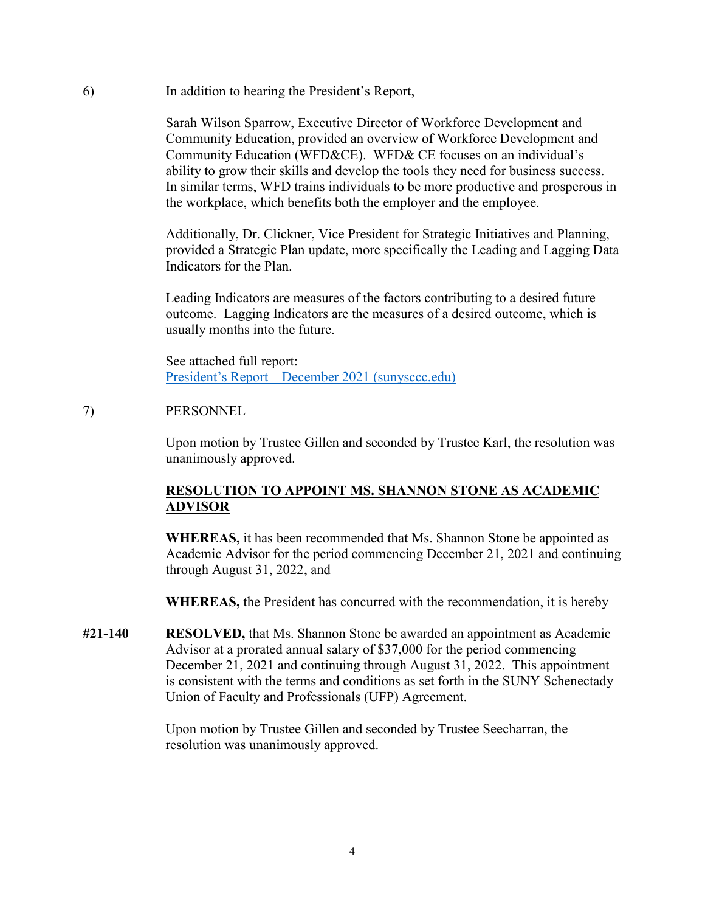6) In addition to hearing the President's Report,

Sarah Wilson Sparrow, Executive Director of Workforce Development and Community Education, provided an overview of Workforce Development and Community Education (WFD&CE). WFD& CE focuses on an individual's ability to grow their skills and develop the tools they need for business success. In similar terms, WFD trains individuals to be more productive and prosperous in the workplace, which benefits both the employer and the employee.

Additionally, Dr. Clickner, Vice President for Strategic Initiatives and Planning, provided a Strategic Plan update, more specifically the Leading and Lagging Data Indicators for the Plan.

Leading Indicators are measures of the factors contributing to a desired future outcome. Lagging Indicators are the measures of a desired outcome, which is usually months into the future.

See attached full report:
[President's Report – December 2021 (sunysccc.edu)]

7) PERSONNEL

Upon motion by Trustee Gillen and seconded by Trustee Karl, the resolution was unanimously approved.

**RESOLUTION TO APPOINT MS. SHANNON STONE AS ACADEMIC ADVISOR**

**WHEREAS,** it has been recommended that Ms. Shannon Stone be appointed as Academic Advisor for the period commencing December 21, 2021 and continuing through August 31, 2022, and

**WHEREAS,** the President has concurred with the recommendation, it is hereby

**#21-140** **RESOLVED,** that Ms. Shannon Stone be awarded an appointment as Academic Advisor at a prorated annual salary of $37,000 for the period commencing December 21, 2021 and continuing through August 31, 2022. This appointment is consistent with the terms and conditions as set forth in the SUNY Schenectady Union of Faculty and Professionals (UFP) Agreement.

Upon motion by Trustee Gillen and seconded by Trustee Seecharran, the resolution was unanimously approved.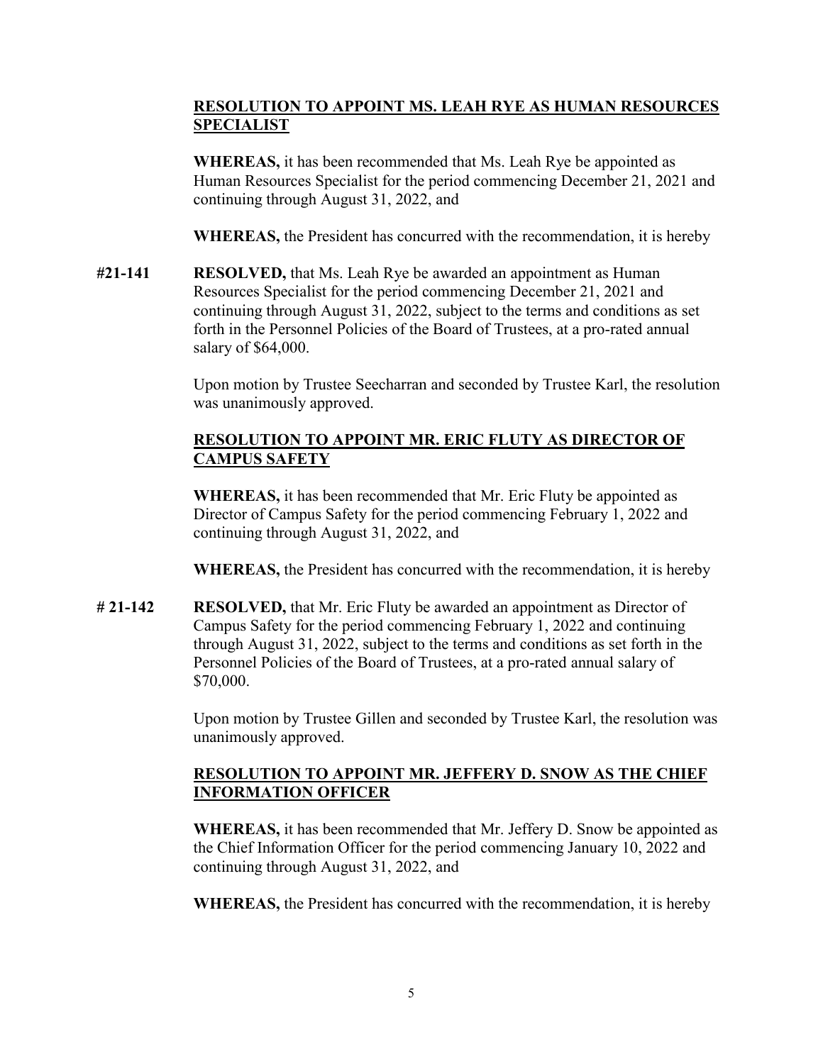**<u>RESOLUTION TO APPOINT MS. LEAH RYE AS HUMAN RESOURCES SPECIALIST</u>**

**WHEREAS,** it has been recommended that Ms. Leah Rye be appointed as Human Resources Specialist for the period commencing December 21, 2021 and continuing through August 31, 2022, and

**WHEREAS,** the President has concurred with the recommendation, it is hereby

**#21-141** **RESOLVED,** that Ms. Leah Rye be awarded an appointment as Human Resources Specialist for the period commencing December 21, 2021 and continuing through August 31, 2022, subject to the terms and conditions as set forth in the Personnel Policies of the Board of Trustees, at a pro-rated annual salary of $64,000.

Upon motion by Trustee Seecharran and seconded by Trustee Karl, the resolution was unanimously approved.

**<u>RESOLUTION TO APPOINT MR. ERIC FLUTY AS DIRECTOR OF CAMPUS SAFETY</u>**

**WHEREAS,** it has been recommended that Mr. Eric Fluty be appointed as Director of Campus Safety for the period commencing February 1, 2022 and continuing through August 31, 2022, and

**WHEREAS,** the President has concurred with the recommendation, it is hereby

**# 21-142** **RESOLVED,** that Mr. Eric Fluty be awarded an appointment as Director of Campus Safety for the period commencing February 1, 2022 and continuing through August 31, 2022, subject to the terms and conditions as set forth in the Personnel Policies of the Board of Trustees, at a pro-rated annual salary of $70,000.

Upon motion by Trustee Gillen and seconded by Trustee Karl, the resolution was unanimously approved.

**<u>RESOLUTION TO APPOINT MR. JEFFERY D. SNOW AS THE CHIEF INFORMATION OFFICER</u>**

**WHEREAS,** it has been recommended that Mr. Jeffery D. Snow be appointed as the Chief Information Officer for the period commencing January 10, 2022 and continuing through August 31, 2022, and

**WHEREAS,** the President has concurred with the recommendation, it is hereby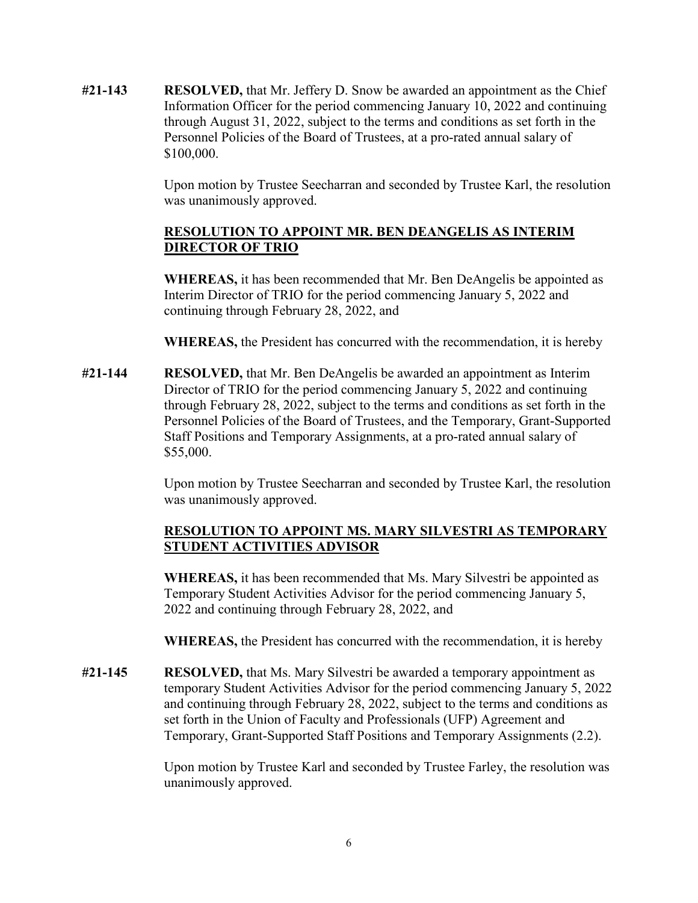**#21-143** **RESOLVED,** that Mr. Jeffery D. Snow be awarded an appointment as the Chief Information Officer for the period commencing January 10, 2022 and continuing through August 31, 2022, subject to the terms and conditions as set forth in the Personnel Policies of the Board of Trustees, at a pro-rated annual salary of $100,000.

Upon motion by Trustee Seecharran and seconded by Trustee Karl, the resolution was unanimously approved.

**RESOLUTION TO APPOINT MR. BEN DEANGELIS AS INTERIM DIRECTOR OF TRIO**

**WHEREAS,** it has been recommended that Mr. Ben DeAngelis be appointed as Interim Director of TRIO for the period commencing January 5, 2022 and continuing through February 28, 2022, and

**WHEREAS,** the President has concurred with the recommendation, it is hereby

**#21-144** **RESOLVED,** that Mr. Ben DeAngelis be awarded an appointment as Interim Director of TRIO for the period commencing January 5, 2022 and continuing through February 28, 2022, subject to the terms and conditions as set forth in the Personnel Policies of the Board of Trustees, and the Temporary, Grant-Supported Staff Positions and Temporary Assignments, at a pro-rated annual salary of $55,000.

Upon motion by Trustee Seecharran and seconded by Trustee Karl, the resolution was unanimously approved.

**RESOLUTION TO APPOINT MS. MARY SILVESTRI AS TEMPORARY STUDENT ACTIVITIES ADVISOR**

**WHEREAS,** it has been recommended that Ms. Mary Silvestri be appointed as Temporary Student Activities Advisor for the period commencing January 5, 2022 and continuing through February 28, 2022, and

**WHEREAS,** the President has concurred with the recommendation, it is hereby

**#21-145** **RESOLVED,** that Ms. Mary Silvestri be awarded a temporary appointment as temporary Student Activities Advisor for the period commencing January 5, 2022 and continuing through February 28, 2022, subject to the terms and conditions as set forth in the Union of Faculty and Professionals (UFP) Agreement and Temporary, Grant-Supported Staff Positions and Temporary Assignments (2.2).

Upon motion by Trustee Karl and seconded by Trustee Farley, the resolution was unanimously approved.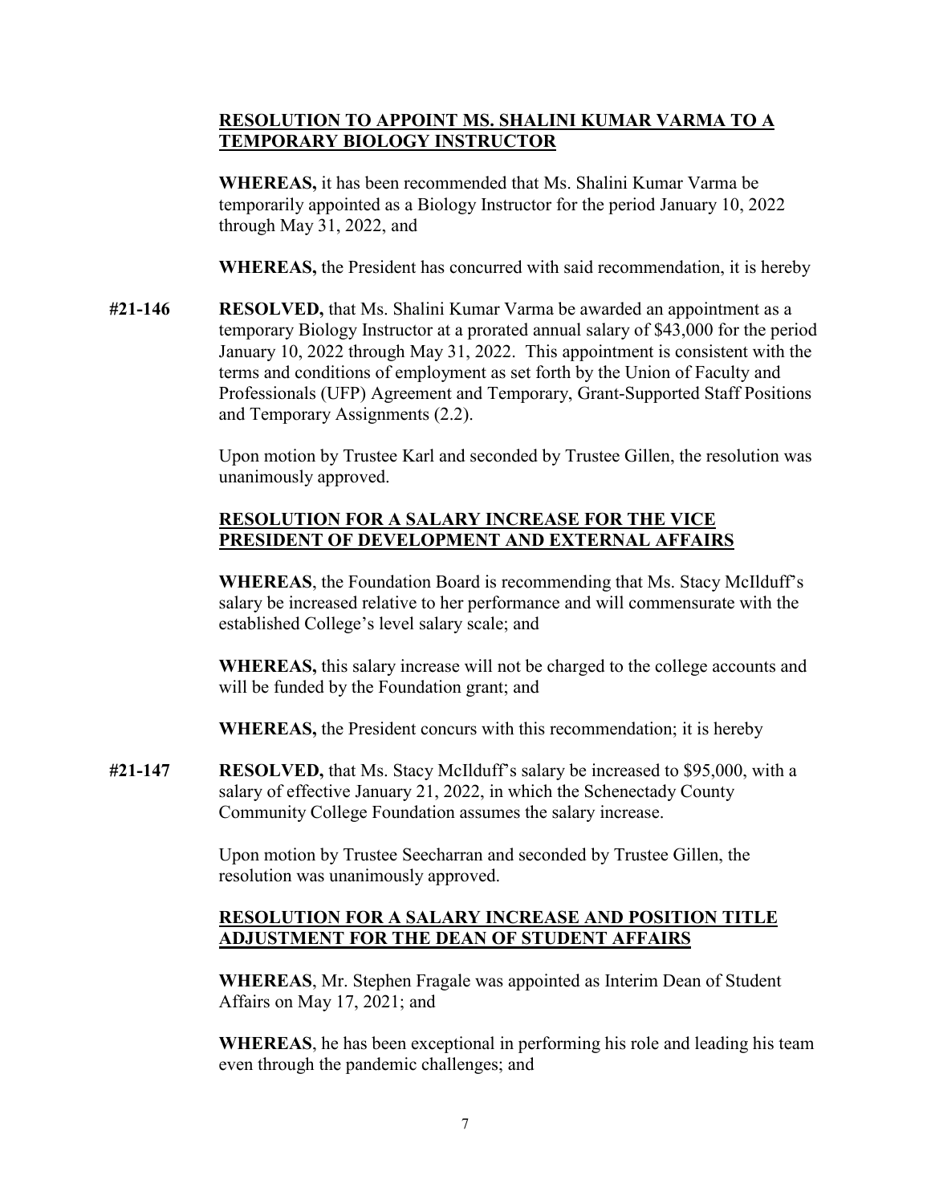**RESOLUTION TO APPOINT MS. SHALINI KUMAR VARMA TO A TEMPORARY BIOLOGY INSTRUCTOR**

**WHEREAS,** it has been recommended that Ms. Shalini Kumar Varma be temporarily appointed as a Biology Instructor for the period January 10, 2022 through May 31, 2022, and

**WHEREAS,** the President has concurred with said recommendation, it is hereby

**#21-146** **RESOLVED,** that Ms. Shalini Kumar Varma be awarded an appointment as a temporary Biology Instructor at a prorated annual salary of $43,000 for the period January 10, 2022 through May 31, 2022. This appointment is consistent with the terms and conditions of employment as set forth by the Union of Faculty and Professionals (UFP) Agreement and Temporary, Grant-Supported Staff Positions and Temporary Assignments (2.2).

Upon motion by Trustee Karl and seconded by Trustee Gillen, the resolution was unanimously approved.

**RESOLUTION FOR A SALARY INCREASE FOR THE VICE PRESIDENT OF DEVELOPMENT AND EXTERNAL AFFAIRS**

**WHEREAS**, the Foundation Board is recommending that Ms. Stacy McIlduff's salary be increased relative to her performance and will commensurate with the established College's level salary scale; and

**WHEREAS,** this salary increase will not be charged to the college accounts and will be funded by the Foundation grant; and

**WHEREAS,** the President concurs with this recommendation; it is hereby

**#21-147** **RESOLVED,** that Ms. Stacy McIlduff's salary be increased to $95,000, with a salary of effective January 21, 2022, in which the Schenectady County Community College Foundation assumes the salary increase.

Upon motion by Trustee Seecharran and seconded by Trustee Gillen, the resolution was unanimously approved.

**RESOLUTION FOR A SALARY INCREASE AND POSITION TITLE ADJUSTMENT FOR THE DEAN OF STUDENT AFFAIRS**

**WHEREAS**, Mr. Stephen Fragale was appointed as Interim Dean of Student Affairs on May 17, 2021; and

**WHEREAS**, he has been exceptional in performing his role and leading his team even through the pandemic challenges; and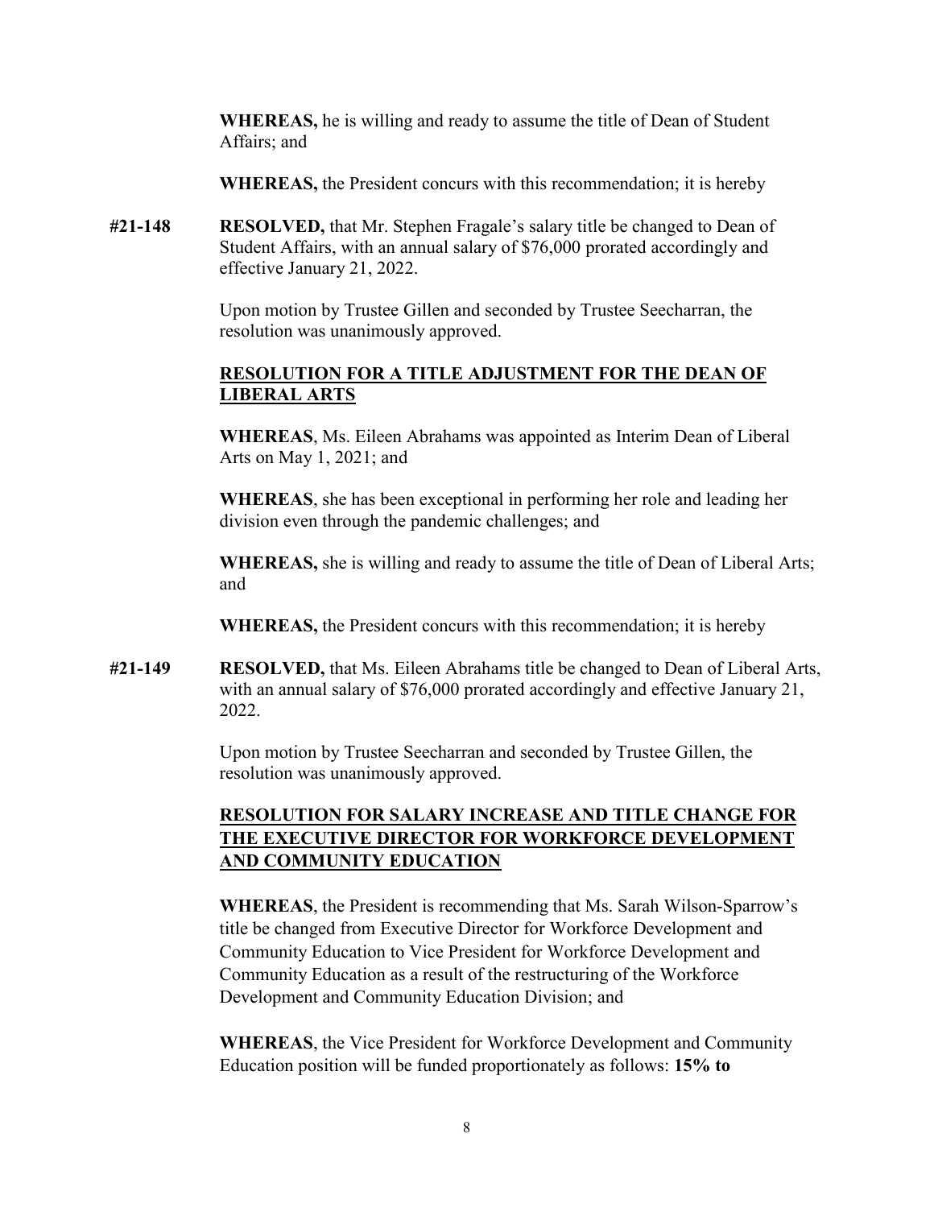**WHEREAS,** he is willing and ready to assume the title of Dean of Student Affairs; and

**WHEREAS,** the President concurs with this recommendation; it is hereby

**#21-148** **RESOLVED,** that Mr. Stephen Fragale's salary title be changed to Dean of Student Affairs, with an annual salary of $76,000 prorated accordingly and effective January 21, 2022.

Upon motion by Trustee Gillen and seconded by Trustee Seecharran, the resolution was unanimously approved.

**RESOLUTION FOR A TITLE ADJUSTMENT FOR THE DEAN OF LIBERAL ARTS**

**WHEREAS**, Ms. Eileen Abrahams was appointed as Interim Dean of Liberal Arts on May 1, 2021; and

**WHEREAS**, she has been exceptional in performing her role and leading her division even through the pandemic challenges; and

**WHEREAS,** she is willing and ready to assume the title of Dean of Liberal Arts; and

**WHEREAS,** the President concurs with this recommendation; it is hereby

**#21-149** **RESOLVED,** that Ms. Eileen Abrahams title be changed to Dean of Liberal Arts, with an annual salary of $76,000 prorated accordingly and effective January 21, 2022.

Upon motion by Trustee Seecharran and seconded by Trustee Gillen, the resolution was unanimously approved.

**RESOLUTION FOR SALARY INCREASE AND TITLE CHANGE FOR THE EXECUTIVE DIRECTOR FOR WORKFORCE DEVELOPMENT AND COMMUNITY EDUCATION**

**WHEREAS**, the President is recommending that Ms. Sarah Wilson-Sparrow's title be changed from Executive Director for Workforce Development and Community Education to Vice President for Workforce Development and Community Education as a result of the restructuring of the Workforce Development and Community Education Division; and

**WHEREAS**, the Vice President for Workforce Development and Community Education position will be funded proportionately as follows: **15% to**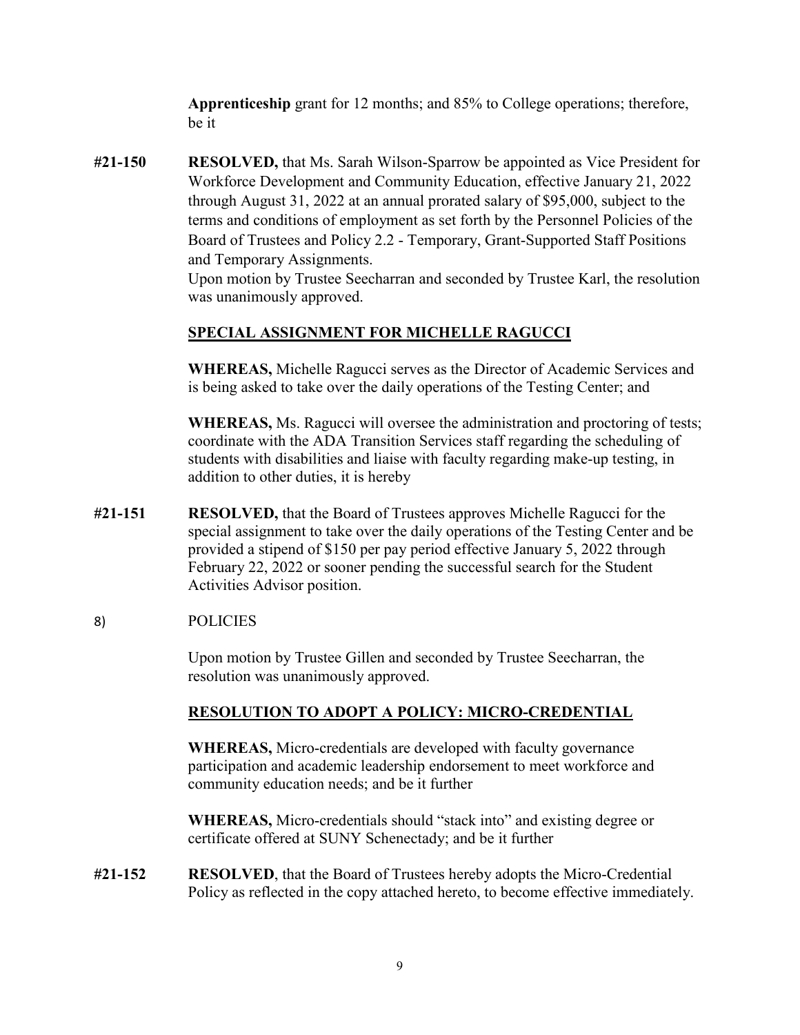**Apprenticeship** grant for 12 months; and 85% to College operations; therefore, be it

**#21-150** **RESOLVED,** that Ms. Sarah Wilson-Sparrow be appointed as Vice President for Workforce Development and Community Education, effective January 21, 2022 through August 31, 2022 at an annual prorated salary of $95,000, subject to the terms and conditions of employment as set forth by the Personnel Policies of the Board of Trustees and Policy 2.2 - Temporary, Grant-Supported Staff Positions and Temporary Assignments.

Upon motion by Trustee Seecharran and seconded by Trustee Karl, the resolution was unanimously approved.

**SPECIAL ASSIGNMENT FOR MICHELLE RAGUCCI**

**WHEREAS,** Michelle Ragucci serves as the Director of Academic Services and is being asked to take over the daily operations of the Testing Center; and

**WHEREAS,** Ms. Ragucci will oversee the administration and proctoring of tests; coordinate with the ADA Transition Services staff regarding the scheduling of students with disabilities and liaise with faculty regarding make-up testing, in addition to other duties, it is hereby

**#21-151** **RESOLVED,** that the Board of Trustees approves Michelle Ragucci for the special assignment to take over the daily operations of the Testing Center and be provided a stipend of $150 per pay period effective January 5, 2022 through February 22, 2022 or sooner pending the successful search for the Student Activities Advisor position.

8) POLICIES

Upon motion by Trustee Gillen and seconded by Trustee Seecharran, the resolution was unanimously approved.

**RESOLUTION TO ADOPT A POLICY: MICRO-CREDENTIAL**

**WHEREAS,** Micro-credentials are developed with faculty governance participation and academic leadership endorsement to meet workforce and community education needs; and be it further

**WHEREAS,** Micro-credentials should "stack into" and existing degree or certificate offered at SUNY Schenectady; and be it further

**#21-152** **RESOLVED**, that the Board of Trustees hereby adopts the Micro-Credential Policy as reflected in the copy attached hereto, to become effective immediately.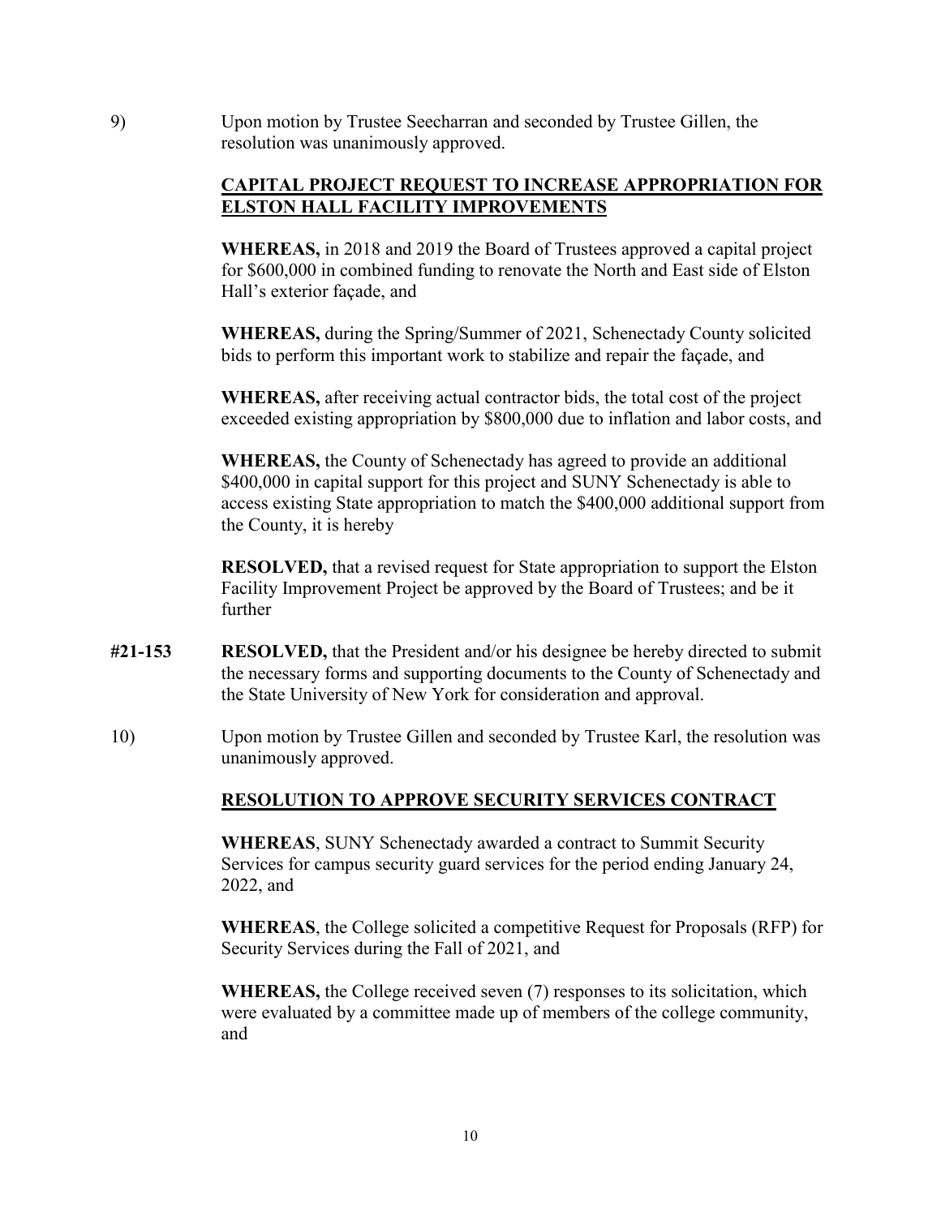9) Upon motion by Trustee Seecharran and seconded by Trustee Gillen, the resolution was unanimously approved.

**CAPITAL PROJECT REQUEST TO INCREASE APPROPRIATION FOR ELSTON HALL FACILITY IMPROVEMENTS**

**WHEREAS,** in 2018 and 2019 the Board of Trustees approved a capital project for $600,000 in combined funding to renovate the North and East side of Elston Hall's exterior façade, and

**WHEREAS,** during the Spring/Summer of 2021, Schenectady County solicited bids to perform this important work to stabilize and repair the façade, and

**WHEREAS,** after receiving actual contractor bids, the total cost of the project exceeded existing appropriation by $800,000 due to inflation and labor costs, and

**WHEREAS,** the County of Schenectady has agreed to provide an additional $400,000 in capital support for this project and SUNY Schenectady is able to access existing State appropriation to match the $400,000 additional support from the County, it is hereby

**RESOLVED,** that a revised request for State appropriation to support the Elston Facility Improvement Project be approved by the Board of Trustees; and be it further

**#21-153** **RESOLVED,** that the President and/or his designee be hereby directed to submit the necessary forms and supporting documents to the County of Schenectady and the State University of New York for consideration and approval.

10) Upon motion by Trustee Gillen and seconded by Trustee Karl, the resolution was unanimously approved.

**RESOLUTION TO APPROVE SECURITY SERVICES CONTRACT**

**WHEREAS**, SUNY Schenectady awarded a contract to Summit Security Services for campus security guard services for the period ending January 24, 2022, and

**WHEREAS**, the College solicited a competitive Request for Proposals (RFP) for Security Services during the Fall of 2021, and

**WHEREAS,** the College received seven (7) responses to its solicitation, which were evaluated by a committee made up of members of the college community, and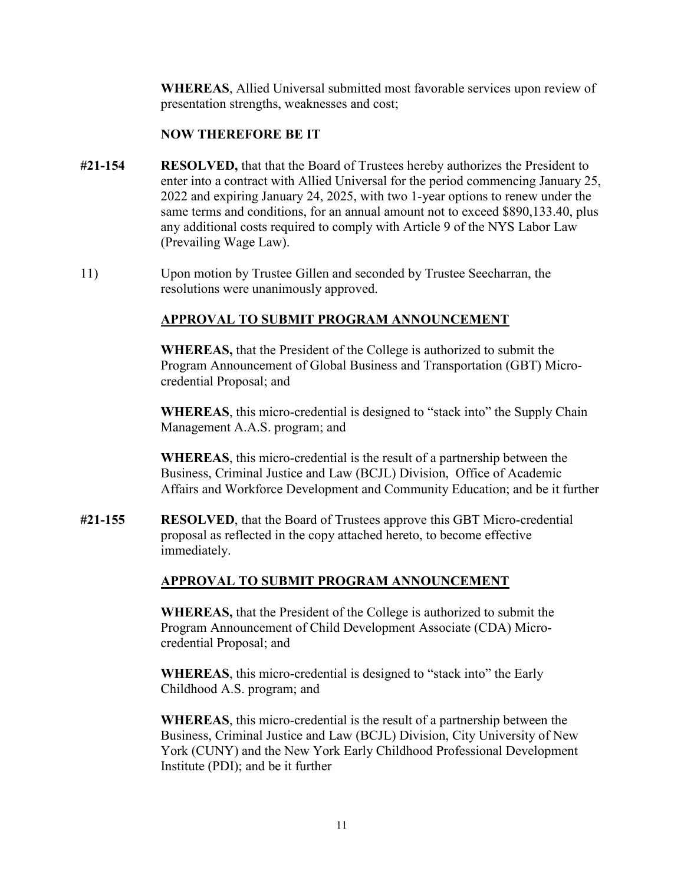**WHEREAS**, Allied Universal submitted most favorable services upon review of presentation strengths, weaknesses and cost;

**NOW THEREFORE BE IT**

**#21-154** **RESOLVED,** that that the Board of Trustees hereby authorizes the President to enter into a contract with Allied Universal for the period commencing January 25, 2022 and expiring January 24, 2025, with two 1-year options to renew under the same terms and conditions, for an annual amount not to exceed $890,133.40, plus any additional costs required to comply with Article 9 of the NYS Labor Law (Prevailing Wage Law).

11) Upon motion by Trustee Gillen and seconded by Trustee Seecharran, the resolutions were unanimously approved.

**APPROVAL TO SUBMIT PROGRAM ANNOUNCEMENT**

**WHEREAS,** that the President of the College is authorized to submit the Program Announcement of Global Business and Transportation (GBT) Micro-credential Proposal; and

**WHEREAS**, this micro-credential is designed to "stack into" the Supply Chain Management A.A.S. program; and

**WHEREAS**, this micro-credential is the result of a partnership between the Business, Criminal Justice and Law (BCJL) Division, Office of Academic Affairs and Workforce Development and Community Education; and be it further

**#21-155** **RESOLVED**, that the Board of Trustees approve this GBT Micro-credential proposal as reflected in the copy attached hereto, to become effective immediately.

**APPROVAL TO SUBMIT PROGRAM ANNOUNCEMENT**

**WHEREAS,** that the President of the College is authorized to submit the Program Announcement of Child Development Associate (CDA) Micro-credential Proposal; and

**WHEREAS**, this micro-credential is designed to "stack into" the Early Childhood A.S. program; and

**WHEREAS**, this micro-credential is the result of a partnership between the Business, Criminal Justice and Law (BCJL) Division, City University of New York (CUNY) and the New York Early Childhood Professional Development Institute (PDI); and be it further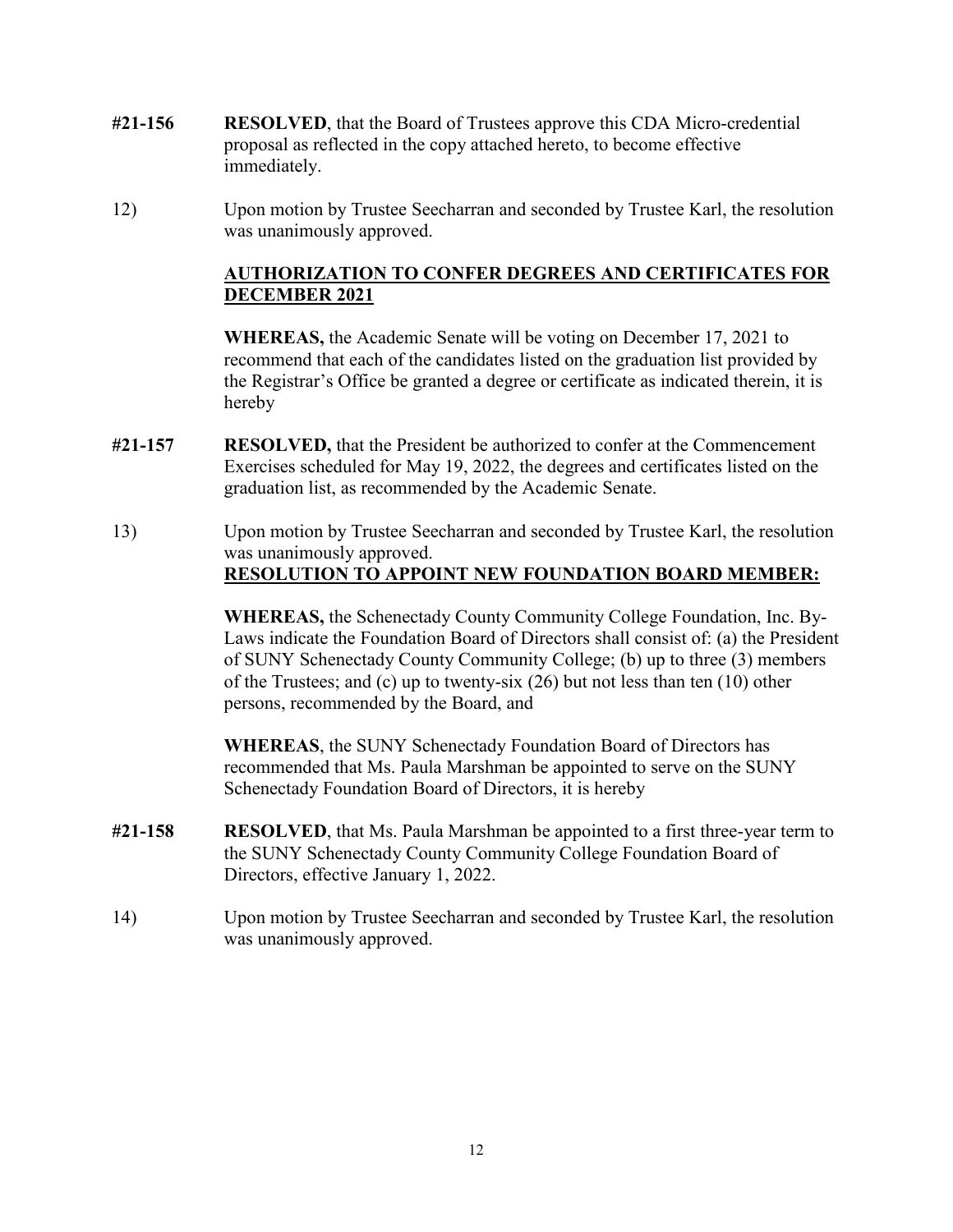**#21-156** **RESOLVED**, that the Board of Trustees approve this CDA Micro-credential proposal as reflected in the copy attached hereto, to become effective immediately.

12) Upon motion by Trustee Seecharran and seconded by Trustee Karl, the resolution was unanimously approved.

**AUTHORIZATION TO CONFER DEGREES AND CERTIFICATES FOR DECEMBER 2021**

**WHEREAS,** the Academic Senate will be voting on December 17, 2021 to recommend that each of the candidates listed on the graduation list provided by the Registrar's Office be granted a degree or certificate as indicated therein, it is hereby

**#21-157** **RESOLVED,** that the President be authorized to confer at the Commencement Exercises scheduled for May 19, 2022, the degrees and certificates listed on the graduation list, as recommended by the Academic Senate.

13) Upon motion by Trustee Seecharran and seconded by Trustee Karl, the resolution was unanimously approved.

**RESOLUTION TO APPOINT NEW FOUNDATION BOARD MEMBER:**

**WHEREAS,** the Schenectady County Community College Foundation, Inc. By-Laws indicate the Foundation Board of Directors shall consist of: (a) the President of SUNY Schenectady County Community College; (b) up to three (3) members of the Trustees; and (c) up to twenty-six (26) but not less than ten (10) other persons, recommended by the Board, and

**WHEREAS**, the SUNY Schenectady Foundation Board of Directors has recommended that Ms. Paula Marshman be appointed to serve on the SUNY Schenectady Foundation Board of Directors, it is hereby

**#21-158** **RESOLVED**, that Ms. Paula Marshman be appointed to a first three-year term to the SUNY Schenectady County Community College Foundation Board of Directors, effective January 1, 2022.

14) Upon motion by Trustee Seecharran and seconded by Trustee Karl, the resolution was unanimously approved.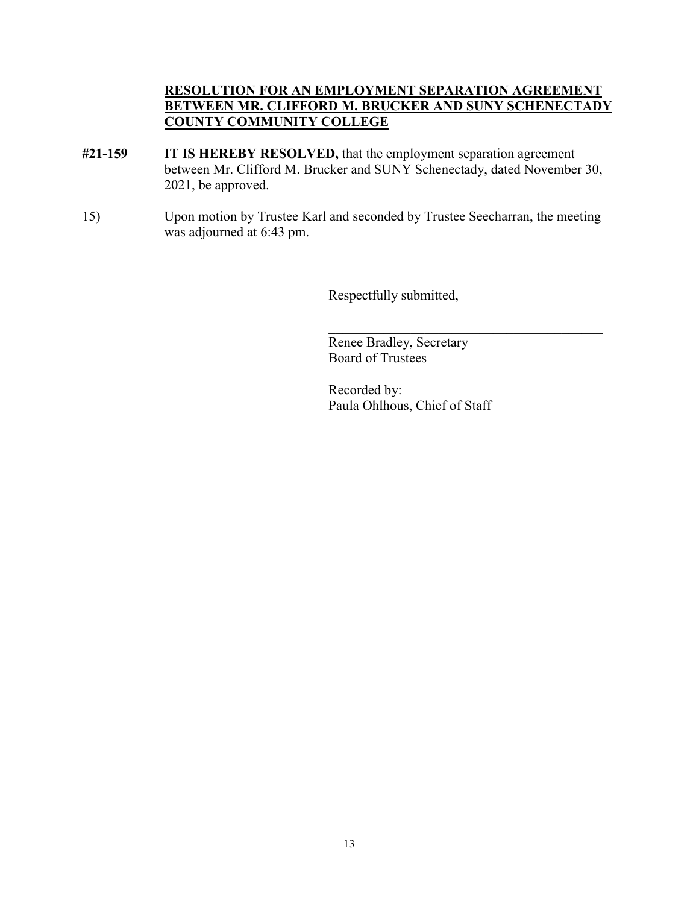**<u>RESOLUTION FOR AN EMPLOYMENT SEPARATION AGREEMENT BETWEEN MR. CLIFFORD M. BRUCKER AND SUNY SCHENECTADY COUNTY COMMUNITY COLLEGE</u>**

**#21-159** **IT IS HEREBY RESOLVED,** that the employment separation agreement between Mr. Clifford M. Brucker and SUNY Schenectady, dated November 30, 2021, be approved.

15) Upon motion by Trustee Karl and seconded by Trustee Seecharran, the meeting was adjourned at 6:43 pm.

Respectfully submitted,

\_\_\_\_\_\_\_\_\_\_\_\_\_\_\_\_\_\_\_\_\_\_\_\_\_\_\_\_\_\_\_\_\_\_\_\_\_\_\_\_

Renee Bradley, Secretary
Board of Trustees

Recorded by:
Paula Ohlhous, Chief of Staff